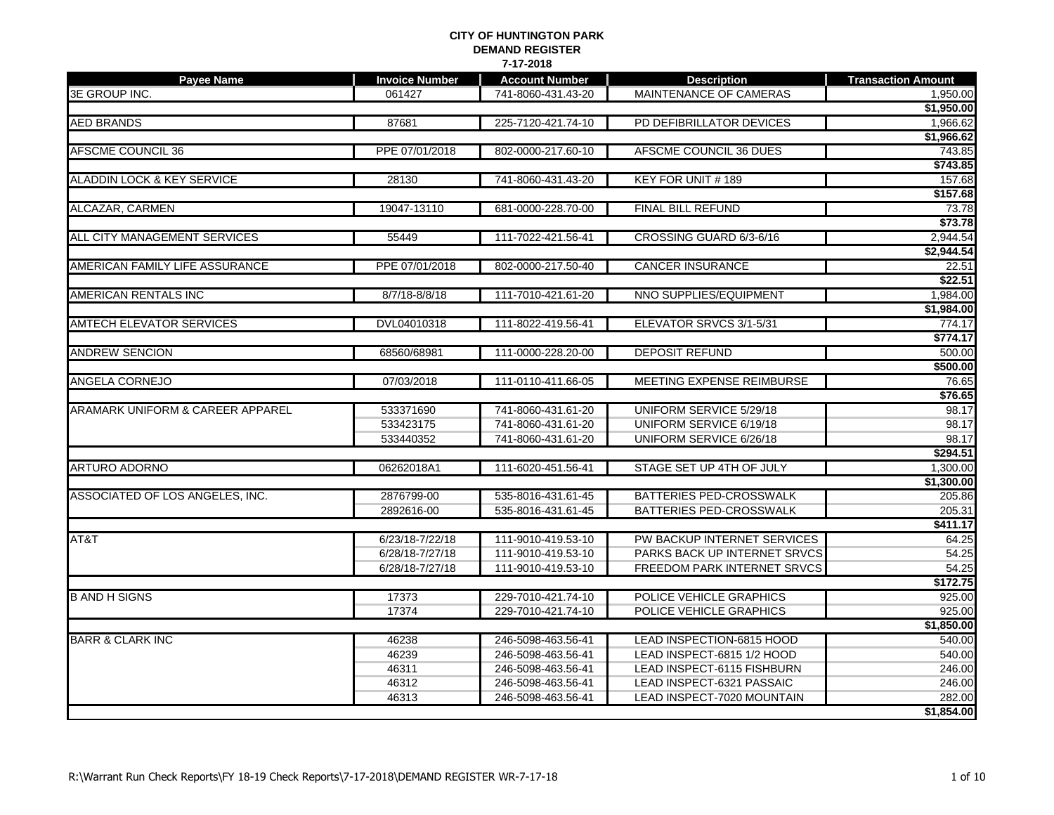**CITY OF HUNTINGTON PARK**
**DEMAND REGISTER**
**7-17-2018**

| Payee Name | Invoice Number | Account Number | Description | Transaction Amount |
|---|---|---|---|---|
| 3E GROUP INC. | 061427 | 741-8060-431.43-20 | MAINTENANCE OF CAMERAS | 1,950.00 |
| | | | | **$1,950.00** |
| AED BRANDS | 87681 | 225-7120-421.74-10 | PD DEFIBRILLATOR DEVICES | 1,966.62 |
| | | | | **$1,966.62** |
| AFSCME COUNCIL 36 | PPE 07/01/2018 | 802-0000-217.60-10 | AFSCME COUNCIL 36 DUES | 743.85 |
| | | | | **$743.85** |
| ALADDIN LOCK & KEY SERVICE | 28130 | 741-8060-431.43-20 | KEY FOR UNIT # 189 | 157.68 |
| | | | | **$157.68** |
| ALCAZAR, CARMEN | 19047-13110 | 681-0000-228.70-00 | FINAL BILL REFUND | 73.78 |
| | | | | **$73.78** |
| ALL CITY MANAGEMENT SERVICES | 55449 | 111-7022-421.56-41 | CROSSING GUARD 6/3-6/16 | 2,944.54 |
| | | | | **$2,944.54** |
| AMERICAN FAMILY LIFE ASSURANCE | PPE 07/01/2018 | 802-0000-217.50-40 | CANCER INSURANCE | 22.51 |
| | | | | **$22.51** |
| AMERICAN RENTALS INC | 8/7/18-8/8/18 | 111-7010-421.61-20 | NNO SUPPLIES/EQUIPMENT | 1,984.00 |
| | | | | **$1,984.00** |
| AMTECH ELEVATOR SERVICES | DVL04010318 | 111-8022-419.56-41 | ELEVATOR SRVCS 3/1-5/31 | 774.17 |
| | | | | **$774.17** |
| ANDREW SENCION | 68560/68981 | 111-0000-228.20-00 | DEPOSIT REFUND | 500.00 |
| | | | | **$500.00** |
| ANGELA CORNEJO | 07/03/2018 | 111-0110-411.66-05 | MEETING EXPENSE REIMBURSE | 76.65 |
| | | | | **$76.65** |
| ARAMARK UNIFORM & CAREER APPAREL | 533371690 | 741-8060-431.61-20 | UNIFORM SERVICE 5/29/18 | 98.17 |
| | 533423175 | 741-8060-431.61-20 | UNIFORM SERVICE 6/19/18 | 98.17 |
| | 533440352 | 741-8060-431.61-20 | UNIFORM SERVICE 6/26/18 | 98.17 |
| | | | | **$294.51** |
| ARTURO ADORNO | 06262018A1 | 111-6020-451.56-41 | STAGE SET UP 4TH OF JULY | 1,300.00 |
| | | | | **$1,300.00** |
| ASSOCIATED OF LOS ANGELES, INC. | 2876799-00 | 535-8016-431.61-45 | BATTERIES PED-CROSSWALK | 205.86 |
| | 2892616-00 | 535-8016-431.61-45 | BATTERIES PED-CROSSWALK | 205.31 |
| | | | | **$411.17** |
| AT&T | 6/23/18-7/22/18 | 111-9010-419.53-10 | PW BACKUP INTERNET SERVICES | 64.25 |
| | 6/28/18-7/27/18 | 111-9010-419.53-10 | PARKS BACK UP INTERNET SRVCS | 54.25 |
| | 6/28/18-7/27/18 | 111-9010-419.53-10 | FREEDOM PARK INTERNET SRVCS | 54.25 |
| | | | | **$172.75** |
| B AND H SIGNS | 17373 | 229-7010-421.74-10 | POLICE VEHICLE GRAPHICS | 925.00 |
| | 17374 | 229-7010-421.74-10 | POLICE VEHICLE GRAPHICS | 925.00 |
| | | | | **$1,850.00** |
| BARR & CLARK INC | 46238 | 246-5098-463.56-41 | LEAD INSPECTION-6815 HOOD | 540.00 |
| | 46239 | 246-5098-463.56-41 | LEAD INSPECT-6815 1/2 HOOD | 540.00 |
| | 46311 | 246-5098-463.56-41 | LEAD INSPECT-6115 FISHBURN | 246.00 |
| | 46312 | 246-5098-463.56-41 | LEAD INSPECT-6321 PASSAIC | 246.00 |
| | 46313 | 246-5098-463.56-41 | LEAD INSPECT-7020 MOUNTAIN | 282.00 |
| | | | | **$1,854.00** |

R:\Warrant Run Check Reports\FY 18-19 Check Reports\7-17-2018\DEMAND REGISTER WR-7-17-18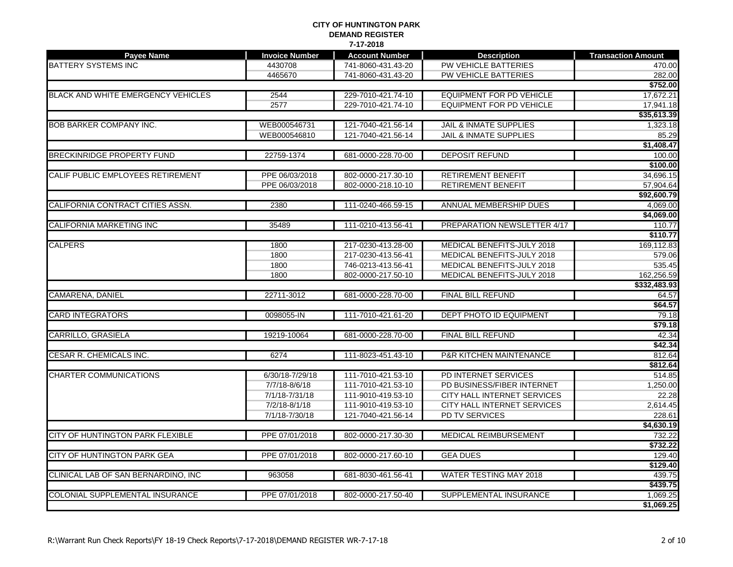**CITY OF HUNTINGTON PARK**
**DEMAND REGISTER**
**7-17-2018**

| Payee Name | Invoice Number | Account Number | Description | Transaction Amount |
|---|---|---|---|---|
| BATTERY SYSTEMS INC | 4430708 | 741-8060-431.43-20 | PW VEHICLE BATTERIES | 470.00 |
| | 4465670 | 741-8060-431.43-20 | PW VEHICLE BATTERIES | 282.00 |
| | | | | **$752.00** |
| BLACK AND WHITE EMERGENCY VEHICLES | 2544 | 229-7010-421.74-10 | EQUIPMENT FOR PD VEHICLE | 17,672.21 |
| | 2577 | 229-7010-421.74-10 | EQUIPMENT FOR PD VEHICLE | 17,941.18 |
| | | | | **$35,613.39** |
| BOB BARKER COMPANY INC. | WEB000546731 | 121-7040-421.56-14 | JAIL & INMATE SUPPLIES | 1,323.18 |
| | WEB000546810 | 121-7040-421.56-14 | JAIL & INMATE SUPPLIES | 85.29 |
| | | | | **$1,408.47** |
| BRECKINRIDGE PROPERTY FUND | 22759-1374 | 681-0000-228.70-00 | DEPOSIT REFUND | 100.00 |
| | | | | **$100.00** |
| CALIF PUBLIC EMPLOYEES RETIREMENT | PPE 06/03/2018 | 802-0000-217.30-10 | RETIREMENT BENEFIT | 34,696.15 |
| | PPE 06/03/2018 | 802-0000-218.10-10 | RETIREMENT BENEFIT | 57,904.64 |
| | | | | **$92,600.79** |
| CALIFORNIA CONTRACT CITIES ASSN. | 2380 | 111-0240-466.59-15 | ANNUAL MEMBERSHIP DUES | 4,069.00 |
| | | | | **$4,069.00** |
| CALIFORNIA MARKETING INC | 35489 | 111-0210-413.56-41 | PREPARATION NEWSLETTER 4/17 | 110.77 |
| | | | | **$110.77** |
| CALPERS | 1800 | 217-0230-413.28-00 | MEDICAL BENEFITS-JULY 2018 | 169,112.83 |
| | 1800 | 217-0230-413.56-41 | MEDICAL BENEFITS-JULY 2018 | 579.06 |
| | 1800 | 746-0213-413.56-41 | MEDICAL BENEFITS-JULY 2018 | 535.45 |
| | 1800 | 802-0000-217.50-10 | MEDICAL BENEFITS-JULY 2018 | 162,256.59 |
| | | | | **$332,483.93** |
| CAMARENA, DANIEL | 22711-3012 | 681-0000-228.70-00 | FINAL BILL REFUND | 64.57 |
| | | | | **$64.57** |
| CARD INTEGRATORS | 0098055-IN | 111-7010-421.61-20 | DEPT PHOTO ID EQUIPMENT | 79.18 |
| | | | | **$79.18** |
| CARRILLO, GRASIELA | 19219-10064 | 681-0000-228.70-00 | FINAL BILL REFUND | 42.34 |
| | | | | **$42.34** |
| CESAR R. CHEMICALS INC. | 6274 | 111-8023-451.43-10 | P&R KITCHEN MAINTENANCE | 812.64 |
| | | | | **$812.64** |
| CHARTER COMMUNICATIONS | 6/30/18-7/29/18 | 111-7010-421.53-10 | PD INTERNET SERVICES | 514.85 |
| | 7/7/18-8/6/18 | 111-7010-421.53-10 | PD BUSINESS/FIBER INTERNET | 1,250.00 |
| | 7/1/18-7/31/18 | 111-9010-419.53-10 | CITY HALL INTERNET SERVICES | 22.28 |
| | 7/2/18-8/1/18 | 111-9010-419.53-10 | CITY HALL INTERNET SERVICES | 2,614.45 |
| | 7/1/18-7/30/18 | 121-7040-421.56-14 | PD TV SERVICES | 228.61 |
| | | | | **$4,630.19** |
| CITY OF HUNTINGTON PARK FLEXIBLE | PPE 07/01/2018 | 802-0000-217.30-30 | MEDICAL REIMBURSEMENT | 732.22 |
| | | | | **$732.22** |
| CITY OF HUNTINGTON PARK GEA | PPE 07/01/2018 | 802-0000-217.60-10 | GEA DUES | 129.40 |
| | | | | **$129.40** |
| CLINICAL LAB OF SAN BERNARDINO, INC | 963058 | 681-8030-461.56-41 | WATER TESTING MAY 2018 | 439.75 |
| | | | | **$439.75** |
| COLONIAL SUPPLEMENTAL INSURANCE | PPE 07/01/2018 | 802-0000-217.50-40 | SUPPLEMENTAL INSURANCE | 1,069.25 |
| | | | | **$1,069.25** |

R:\Warrant Run Check Reports\FY 18-19 Check Reports\7-17-2018\DEMAND REGISTER WR-7-17-18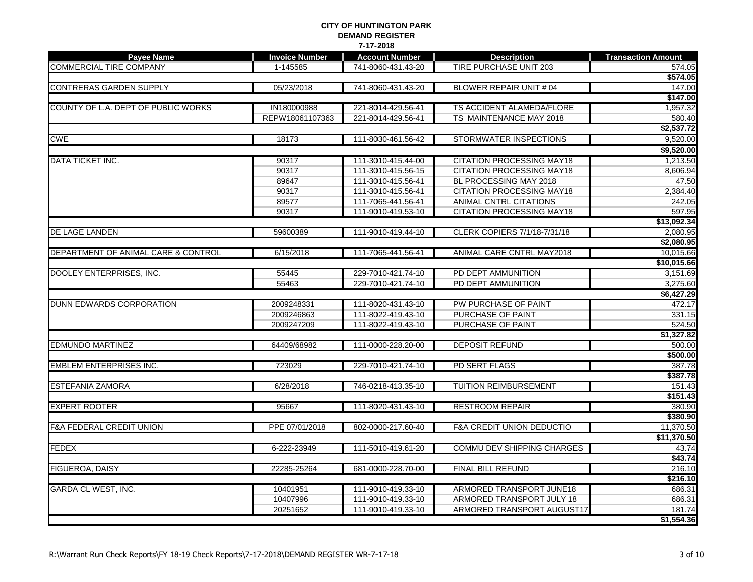**CITY OF HUNTINGTON PARK**
**DEMAND REGISTER**
**7-17-2018**

| Payee Name | Invoice Number | Account Number | Description | Transaction Amount |
|---|---|---|---|---|
| COMMERCIAL TIRE COMPANY | 1-145585 | 741-8060-431.43-20 | TIRE PURCHASE UNIT 203 | 574.05 |
| | | | | **$574.05** |
| CONTRERAS GARDEN SUPPLY | 05/23/2018 | 741-8060-431.43-20 | BLOWER REPAIR UNIT # 04 | 147.00 |
| | | | | **$147.00** |
| COUNTY OF L.A. DEPT OF PUBLIC WORKS | IN180000988 | 221-8014-429.56-41 | TS ACCIDENT ALAMEDA/FLORE | 1,957.32 |
| | REPW18061107363 | 221-8014-429.56-41 | TS MAINTENANCE MAY 2018 | 580.40 |
| | | | | **$2,537.72** |
| CWE | 18173 | 111-8030-461.56-42 | STORMWATER INSPECTIONS | 9,520.00 |
| | | | | **$9,520.00** |
| DATA TICKET INC. | 90317 | 111-3010-415.44-00 | CITATION PROCESSING MAY18 | 1,213.50 |
| | 90317 | 111-3010-415.56-15 | CITATION PROCESSING MAY18 | 8,606.94 |
| | 89647 | 111-3010-415.56-41 | BL PROCESSING MAY 2018 | 47.50 |
| | 90317 | 111-3010-415.56-41 | CITATION PROCESSING MAY18 | 2,384.40 |
| | 89577 | 111-7065-441.56-41 | ANIMAL CNTRL CITATIONS | 242.05 |
| | 90317 | 111-9010-419.53-10 | CITATION PROCESSING MAY18 | 597.95 |
| | | | | **$13,092.34** |
| DE LAGE LANDEN | 59600389 | 111-9010-419.44-10 | CLERK COPIERS 7/1/18-7/31/18 | 2,080.95 |
| | | | | **$2,080.95** |
| DEPARTMENT OF ANIMAL CARE & CONTROL | 6/15/2018 | 111-7065-441.56-41 | ANIMAL CARE CNTRL MAY2018 | 10,015.66 |
| | | | | **$10,015.66** |
| DOOLEY ENTERPRISES, INC. | 55445 | 229-7010-421.74-10 | PD DEPT AMMUNITION | 3,151.69 |
| | 55463 | 229-7010-421.74-10 | PD DEPT AMMUNITION | 3,275.60 |
| | | | | **$6,427.29** |
| DUNN EDWARDS CORPORATION | 2009248331 | 111-8020-431.43-10 | PW PURCHASE OF PAINT | 472.17 |
| | 2009246863 | 111-8022-419.43-10 | PURCHASE OF PAINT | 331.15 |
| | 2009247209 | 111-8022-419.43-10 | PURCHASE OF PAINT | 524.50 |
| | | | | **$1,327.82** |
| EDMUNDO MARTINEZ | 64409/68982 | 111-0000-228.20-00 | DEPOSIT REFUND | 500.00 |
| | | | | **$500.00** |
| EMBLEM ENTERPRISES INC. | 723029 | 229-7010-421.74-10 | PD SERT FLAGS | 387.78 |
| | | | | **$387.78** |
| ESTEFANIA ZAMORA | 6/28/2018 | 746-0218-413.35-10 | TUITION REIMBURSEMENT | 151.43 |
| | | | | **$151.43** |
| EXPERT ROOTER | 95667 | 111-8020-431.43-10 | RESTROOM REPAIR | 380.90 |
| | | | | **$380.90** |
| F&A FEDERAL CREDIT UNION | PPE 07/01/2018 | 802-0000-217.60-40 | F&A CREDIT UNION DEDUCTIO | 11,370.50 |
| | | | | **$11,370.50** |
| FEDEX | 6-222-23949 | 111-5010-419.61-20 | COMMU DEV SHIPPING CHARGES | 43.74 |
| | | | | **$43.74** |
| FIGUEROA, DAISY | 22285-25264 | 681-0000-228.70-00 | FINAL BILL REFUND | 216.10 |
| | | | | **$216.10** |
| GARDA CL WEST, INC. | 10401951 | 111-9010-419.33-10 | ARMORED TRANSPORT JUNE18 | 686.31 |
| | 10407996 | 111-9010-419.33-10 | ARMORED TRANSPORT JULY 18 | 686.31 |
| | 20251652 | 111-9010-419.33-10 | ARMORED TRANSPORT AUGUST17 | 181.74 |
| | | | | **$1,554.36** |

R:\Warrant Run Check Reports\FY 18-19 Check Reports\7-17-2018\DEMAND REGISTER WR-7-17-18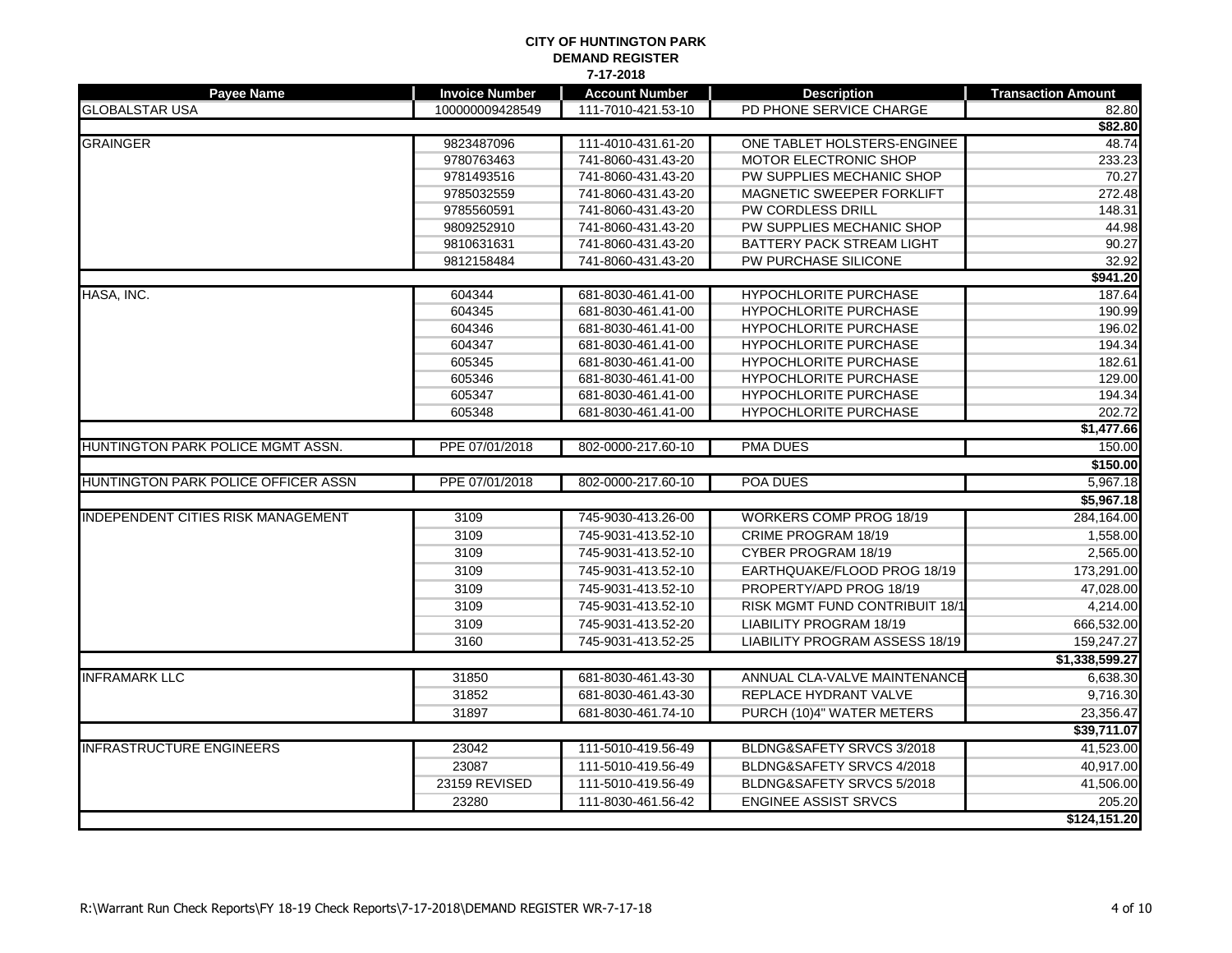**CITY OF HUNTINGTON PARK**
**DEMAND REGISTER**
**7-17-2018**

| Payee Name | Invoice Number | Account Number | Description | Transaction Amount |
|---|---|---|---|---|
| GLOBALSTAR USA | 100000009428549 | 111-7010-421.53-10 | PD PHONE SERVICE CHARGE | 82.80 |
| | | | | **$82.80** |
| GRAINGER | 9823487096 | 111-4010-431.61-20 | ONE TABLET HOLSTERS-ENGINEE | 48.74 |
| | 9780763463 | 741-8060-431.43-20 | MOTOR ELECTRONIC SHOP | 233.23 |
| | 9781493516 | 741-8060-431.43-20 | PW SUPPLIES MECHANIC SHOP | 70.27 |
| | 9785032559 | 741-8060-431.43-20 | MAGNETIC SWEEPER FORKLIFT | 272.48 |
| | 9785560591 | 741-8060-431.43-20 | PW CORDLESS DRILL | 148.31 |
| | 9809252910 | 741-8060-431.43-20 | PW SUPPLIES MECHANIC SHOP | 44.98 |
| | 9810631631 | 741-8060-431.43-20 | BATTERY PACK STREAM LIGHT | 90.27 |
| | 9812158484 | 741-8060-431.43-20 | PW PURCHASE SILICONE | 32.92 |
| | | | | **$941.20** |
| HASA, INC. | 604344 | 681-8030-461.41-00 | HYPOCHLORITE PURCHASE | 187.64 |
| | 604345 | 681-8030-461.41-00 | HYPOCHLORITE PURCHASE | 190.99 |
| | 604346 | 681-8030-461.41-00 | HYPOCHLORITE PURCHASE | 196.02 |
| | 604347 | 681-8030-461.41-00 | HYPOCHLORITE PURCHASE | 194.34 |
| | 605345 | 681-8030-461.41-00 | HYPOCHLORITE PURCHASE | 182.61 |
| | 605346 | 681-8030-461.41-00 | HYPOCHLORITE PURCHASE | 129.00 |
| | 605347 | 681-8030-461.41-00 | HYPOCHLORITE PURCHASE | 194.34 |
| | 605348 | 681-8030-461.41-00 | HYPOCHLORITE PURCHASE | 202.72 |
| | | | | **$1,477.66** |
| HUNTINGTON PARK POLICE MGMT ASSN. | PPE 07/01/2018 | 802-0000-217.60-10 | PMA DUES | 150.00 |
| | | | | **$150.00** |
| HUNTINGTON PARK POLICE OFFICER ASSN | PPE 07/01/2018 | 802-0000-217.60-10 | POA DUES | 5,967.18 |
| | | | | **$5,967.18** |
| INDEPENDENT CITIES RISK MANAGEMENT | 3109 | 745-9030-413.26-00 | WORKERS COMP PROG 18/19 | 284,164.00 |
| | 3109 | 745-9031-413.52-10 | CRIME PROGRAM 18/19 | 1,558.00 |
| | 3109 | 745-9031-413.52-10 | CYBER PROGRAM 18/19 | 2,565.00 |
| | 3109 | 745-9031-413.52-10 | EARTHQUAKE/FLOOD PROG 18/19 | 173,291.00 |
| | 3109 | 745-9031-413.52-10 | PROPERTY/APD PROG 18/19 | 47,028.00 |
| | 3109 | 745-9031-413.52-10 | RISK MGMT FUND CONTRIBUIT 18/1 | 4,214.00 |
| | 3109 | 745-9031-413.52-20 | LIABILITY PROGRAM 18/19 | 666,532.00 |
| | 3160 | 745-9031-413.52-25 | LIABILITY PROGRAM ASSESS 18/19 | 159,247.27 |
| | | | | **$1,338,599.27** |
| INFRAMARK LLC | 31850 | 681-8030-461.43-30 | ANNUAL CLA-VALVE MAINTENANCE | 6,638.30 |
| | 31852 | 681-8030-461.43-30 | REPLACE HYDRANT VALVE | 9,716.30 |
| | 31897 | 681-8030-461.74-10 | PURCH (10)4" WATER METERS | 23,356.47 |
| | | | | **$39,711.07** |
| INFRASTRUCTURE ENGINEERS | 23042 | 111-5010-419.56-49 | BLDNG&SAFETY SRVCS 3/2018 | 41,523.00 |
| | 23087 | 111-5010-419.56-49 | BLDNG&SAFETY SRVCS 4/2018 | 40,917.00 |
| | 23159 REVISED | 111-5010-419.56-49 | BLDNG&SAFETY SRVCS 5/2018 | 41,506.00 |
| | 23280 | 111-8030-461.56-42 | ENGINEE ASSIST SRVCS | 205.20 |
| | | | | **$124,151.20** |

R:\Warrant Run Check Reports\FY 18-19 Check Reports\7-17-2018\DEMAND REGISTER WR-7-17-18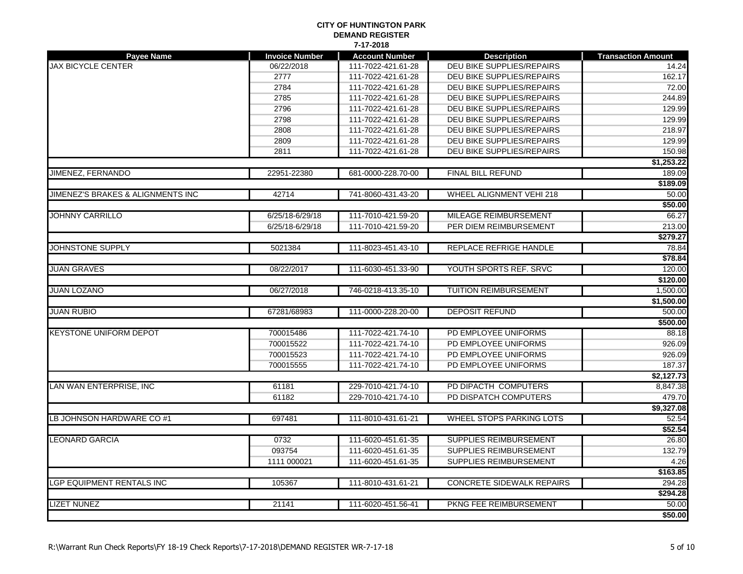**CITY OF HUNTINGTON PARK**
**DEMAND REGISTER**
**7-17-2018**

| Payee Name | Invoice Number | Account Number | Description | Transaction Amount |
|---|---|---|---|---|
| JAX BICYCLE CENTER | 06/22/2018 | 111-7022-421.61-28 | DEU BIKE SUPPLIES/REPAIRS | 14.24 |
| | 2777 | 111-7022-421.61-28 | DEU BIKE SUPPLIES/REPAIRS | 162.17 |
| | 2784 | 111-7022-421.61-28 | DEU BIKE SUPPLIES/REPAIRS | 72.00 |
| | 2785 | 111-7022-421.61-28 | DEU BIKE SUPPLIES/REPAIRS | 244.89 |
| | 2796 | 111-7022-421.61-28 | DEU BIKE SUPPLIES/REPAIRS | 129.99 |
| | 2798 | 111-7022-421.61-28 | DEU BIKE SUPPLIES/REPAIRS | 129.99 |
| | 2808 | 111-7022-421.61-28 | DEU BIKE SUPPLIES/REPAIRS | 218.97 |
| | 2809 | 111-7022-421.61-28 | DEU BIKE SUPPLIES/REPAIRS | 129.99 |
| | 2811 | 111-7022-421.61-28 | DEU BIKE SUPPLIES/REPAIRS | 150.98 |
| | | | | **$1,253.22** |
| JIMENEZ, FERNANDO | 22951-22380 | 681-0000-228.70-00 | FINAL BILL REFUND | 189.09 |
| | | | | **$189.09** |
| JIMENEZ'S BRAKES & ALIGNMENTS INC | 42714 | 741-8060-431.43-20 | WHEEL ALIGNMENT VEHI 218 | 50.00 |
| | | | | **$50.00** |
| JOHNNY CARRILLO | 6/25/18-6/29/18 | 111-7010-421.59-20 | MILEAGE REIMBURSEMENT | 66.27 |
| | 6/25/18-6/29/18 | 111-7010-421.59-20 | PER DIEM REIMBURSEMENT | 213.00 |
| | | | | **$279.27** |
| JOHNSTONE SUPPLY | 5021384 | 111-8023-451.43-10 | REPLACE REFRIGE HANDLE | 78.84 |
| | | | | **$78.84** |
| JUAN GRAVES | 08/22/2017 | 111-6030-451.33-90 | YOUTH SPORTS REF. SRVC | 120.00 |
| | | | | **$120.00** |
| JUAN LOZANO | 06/27/2018 | 746-0218-413.35-10 | TUITION REIMBURSEMENT | 1,500.00 |
| | | | | **$1,500.00** |
| JUAN RUBIO | 67281/68983 | 111-0000-228.20-00 | DEPOSIT REFUND | 500.00 |
| | | | | **$500.00** |
| KEYSTONE UNIFORM DEPOT | 700015486 | 111-7022-421.74-10 | PD EMPLOYEE UNIFORMS | 88.18 |
| | 700015522 | 111-7022-421.74-10 | PD EMPLOYEE UNIFORMS | 926.09 |
| | 700015523 | 111-7022-421.74-10 | PD EMPLOYEE UNIFORMS | 926.09 |
| | 700015555 | 111-7022-421.74-10 | PD EMPLOYEE UNIFORMS | 187.37 |
| | | | | **$2,127.73** |
| LAN WAN ENTERPRISE, INC | 61181 | 229-7010-421.74-10 | PD DIPACTH COMPUTERS | 8,847.38 |
| | 61182 | 229-7010-421.74-10 | PD DISPATCH COMPUTERS | 479.70 |
| | | | | **$9,327.08** |
| LB JOHNSON HARDWARE CO #1 | 697481 | 111-8010-431.61-21 | WHEEL STOPS PARKING LOTS | 52.54 |
| | | | | **$52.54** |
| LEONARD GARCIA | 0732 | 111-6020-451.61-35 | SUPPLIES REIMBURSEMENT | 26.80 |
| | 093754 | 111-6020-451.61-35 | SUPPLIES REIMBURSEMENT | 132.79 |
| | 1111 000021 | 111-6020-451.61-35 | SUPPLIES REIMBURSEMENT | 4.26 |
| | | | | **$163.85** |
| LGP EQUIPMENT RENTALS INC | 105367 | 111-8010-431.61-21 | CONCRETE SIDEWALK REPAIRS | 294.28 |
| | | | | **$294.28** |
| LIZET NUNEZ | 21141 | 111-6020-451.56-41 | PKNG FEE REIMBURSEMENT | 50.00 |
| | | | | **$50.00** |

R:\Warrant Run Check Reports\FY 18-19 Check Reports\7-17-2018\DEMAND REGISTER WR-7-17-18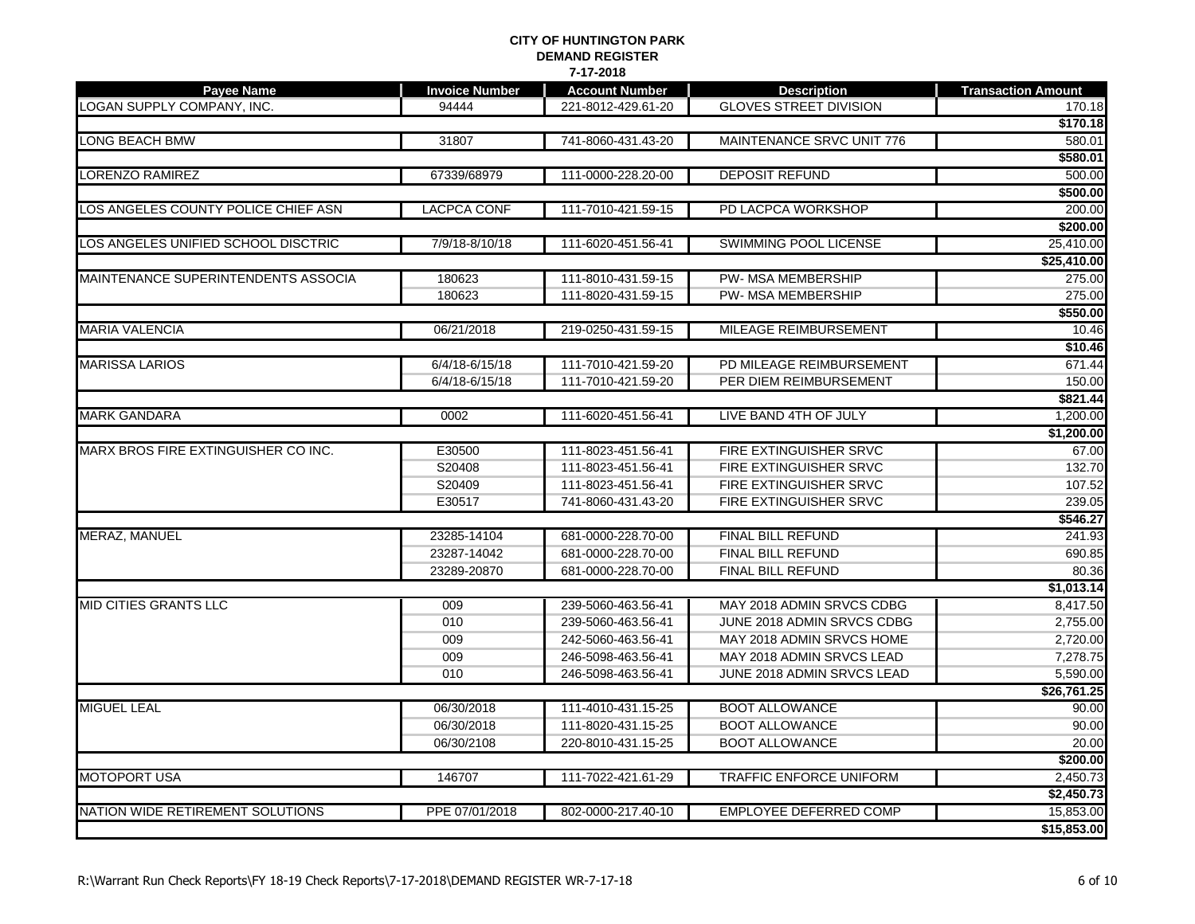**CITY OF HUNTINGTON PARK**
**DEMAND REGISTER**
**7-17-2018**

| Payee Name | Invoice Number | Account Number | Description | Transaction Amount |
|---|---|---|---|---|
| LOGAN SUPPLY COMPANY, INC. | 94444 | 221-8012-429.61-20 | GLOVES STREET DIVISION | 170.18 |
| | | | | **$170.18** |
| LONG BEACH BMW | 31807 | 741-8060-431.43-20 | MAINTENANCE SRVC UNIT 776 | 580.01 |
| | | | | **$580.01** |
| LORENZO RAMIREZ | 67339/68979 | 111-0000-228.20-00 | DEPOSIT REFUND | 500.00 |
| | | | | **$500.00** |
| LOS ANGELES COUNTY POLICE CHIEF ASN | LACPCA CONF | 111-7010-421.59-15 | PD LACPCA WORKSHOP | 200.00 |
| | | | | **$200.00** |
| LOS ANGELES UNIFIED SCHOOL DISCTRIC | 7/9/18-8/10/18 | 111-6020-451.56-41 | SWIMMING POOL LICENSE | 25,410.00 |
| | | | | **$25,410.00** |
| MAINTENANCE SUPERINTENDENTS ASSOCIA | 180623 | 111-8010-431.59-15 | PW- MSA MEMBERSHIP | 275.00 |
| | 180623 | 111-8020-431.59-15 | PW- MSA MEMBERSHIP | 275.00 |
| | | | | **$550.00** |
| MARIA VALENCIA | 06/21/2018 | 219-0250-431.59-15 | MILEAGE REIMBURSEMENT | 10.46 |
| | | | | **$10.46** |
| MARISSA LARIOS | 6/4/18-6/15/18 | 111-7010-421.59-20 | PD MILEAGE REIMBURSEMENT | 671.44 |
| | 6/4/18-6/15/18 | 111-7010-421.59-20 | PER DIEM REIMBURSEMENT | 150.00 |
| | | | | **$821.44** |
| MARK GANDARA | 0002 | 111-6020-451.56-41 | LIVE BAND 4TH OF JULY | 1,200.00 |
| | | | | **$1,200.00** |
| MARX BROS FIRE EXTINGUISHER CO INC. | E30500 | 111-8023-451.56-41 | FIRE EXTINGUISHER SRVC | 67.00 |
| | S20408 | 111-8023-451.56-41 | FIRE EXTINGUISHER SRVC | 132.70 |
| | S20409 | 111-8023-451.56-41 | FIRE EXTINGUISHER SRVC | 107.52 |
| | E30517 | 741-8060-431.43-20 | FIRE EXTINGUISHER SRVC | 239.05 |
| | | | | **$546.27** |
| MERAZ, MANUEL | 23285-14104 | 681-0000-228.70-00 | FINAL BILL REFUND | 241.93 |
| | 23287-14042 | 681-0000-228.70-00 | FINAL BILL REFUND | 690.85 |
| | 23289-20870 | 681-0000-228.70-00 | FINAL BILL REFUND | 80.36 |
| | | | | **$1,013.14** |
| MID CITIES GRANTS LLC | 009 | 239-5060-463.56-41 | MAY 2018 ADMIN SRVCS CDBG | 8,417.50 |
| | 010 | 239-5060-463.56-41 | JUNE 2018 ADMIN SRVCS CDBG | 2,755.00 |
| | 009 | 242-5060-463.56-41 | MAY 2018 ADMIN SRVCS HOME | 2,720.00 |
| | 009 | 246-5098-463.56-41 | MAY 2018 ADMIN SRVCS LEAD | 7,278.75 |
| | 010 | 246-5098-463.56-41 | JUNE 2018 ADMIN SRVCS LEAD | 5,590.00 |
| | | | | **$26,761.25** |
| MIGUEL LEAL | 06/30/2018 | 111-4010-431.15-25 | BOOT ALLOWANCE | 90.00 |
| | 06/30/2018 | 111-8020-431.15-25 | BOOT ALLOWANCE | 90.00 |
| | 06/30/2108 | 220-8010-431.15-25 | BOOT ALLOWANCE | 20.00 |
| | | | | **$200.00** |
| MOTOPORT USA | 146707 | 111-7022-421.61-29 | TRAFFIC ENFORCE UNIFORM | 2,450.73 |
| | | | | **$2,450.73** |
| NATION WIDE RETIREMENT SOLUTIONS | PPE 07/01/2018 | 802-0000-217.40-10 | EMPLOYEE DEFERRED COMP | 15,853.00 |
| | | | | **$15,853.00** |

R:\Warrant Run Check Reports\FY 18-19 Check Reports\7-17-2018\DEMAND REGISTER WR-7-17-18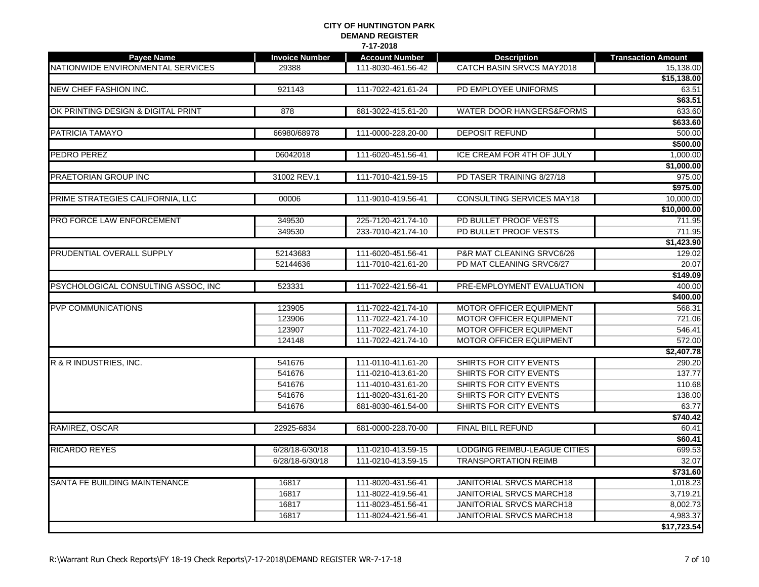**CITY OF HUNTINGTON PARK**
**DEMAND REGISTER**
**7-17-2018**

| Payee Name | Invoice Number | Account Number | Description | Transaction Amount |
|---|---|---|---|---|
| NATIONWIDE ENVIRONMENTAL SERVICES | 29388 | 111-8030-461.56-42 | CATCH BASIN SRVCS MAY2018 | 15,138.00 |
| | | | | **$15,138.00** |
| NEW CHEF FASHION INC. | 921143 | 111-7022-421.61-24 | PD EMPLOYEE UNIFORMS | 63.51 |
| | | | | **$63.51** |
| OK PRINTING DESIGN & DIGITAL PRINT | 878 | 681-3022-415.61-20 | WATER DOOR HANGERS&FORMS | 633.60 |
| | | | | **$633.60** |
| PATRICIA TAMAYO | 66980/68978 | 111-0000-228.20-00 | DEPOSIT REFUND | 500.00 |
| | | | | **$500.00** |
| PEDRO PEREZ | 06042018 | 111-6020-451.56-41 | ICE CREAM FOR 4TH OF JULY | 1,000.00 |
| | | | | **$1,000.00** |
| PRAETORIAN GROUP INC | 31002 REV.1 | 111-7010-421.59-15 | PD TASER TRAINING 8/27/18 | 975.00 |
| | | | | **$975.00** |
| PRIME STRATEGIES CALIFORNIA, LLC | 00006 | 111-9010-419.56-41 | CONSULTING SERVICES MAY18 | 10,000.00 |
| | | | | **$10,000.00** |
| PRO FORCE LAW ENFORCEMENT | 349530 | 225-7120-421.74-10 | PD BULLET PROOF VESTS | 711.95 |
| | 349530 | 233-7010-421.74-10 | PD BULLET PROOF VESTS | 711.95 |
| | | | | **$1,423.90** |
| PRUDENTIAL OVERALL SUPPLY | 52143683 | 111-6020-451.56-41 | P&R MAT CLEANING SRVC6/26 | 129.02 |
| | 52144636 | 111-7010-421.61-20 | PD MAT CLEANING SRVC6/27 | 20.07 |
| | | | | **$149.09** |
| PSYCHOLOGICAL CONSULTING ASSOC, INC | 523331 | 111-7022-421.56-41 | PRE-EMPLOYMENT EVALUATION | 400.00 |
| | | | | **$400.00** |
| PVP COMMUNICATIONS | 123905 | 111-7022-421.74-10 | MOTOR OFFICER EQUIPMENT | 568.31 |
| | 123906 | 111-7022-421.74-10 | MOTOR OFFICER EQUIPMENT | 721.06 |
| | 123907 | 111-7022-421.74-10 | MOTOR OFFICER EQUIPMENT | 546.41 |
| | 124148 | 111-7022-421.74-10 | MOTOR OFFICER EQUIPMENT | 572.00 |
| | | | | **$2,407.78** |
| R & R INDUSTRIES, INC. | 541676 | 111-0110-411.61-20 | SHIRTS FOR CITY EVENTS | 290.20 |
| | 541676 | 111-0210-413.61-20 | SHIRTS FOR CITY EVENTS | 137.77 |
| | 541676 | 111-4010-431.61-20 | SHIRTS FOR CITY EVENTS | 110.68 |
| | 541676 | 111-8020-431.61-20 | SHIRTS FOR CITY EVENTS | 138.00 |
| | 541676 | 681-8030-461.54-00 | SHIRTS FOR CITY EVENTS | 63.77 |
| | | | | **$740.42** |
| RAMIREZ, OSCAR | 22925-6834 | 681-0000-228.70-00 | FINAL BILL REFUND | 60.41 |
| | | | | **$60.41** |
| RICARDO REYES | 6/28/18-6/30/18 | 111-0210-413.59-15 | LODGING REIMBU-LEAGUE CITIES | 699.53 |
| | 6/28/18-6/30/18 | 111-0210-413.59-15 | TRANSPORTATION REIMB | 32.07 |
| | | | | **$731.60** |
| SANTA FE BUILDING MAINTENANCE | 16817 | 111-8020-431.56-41 | JANITORIAL SRVCS MARCH18 | 1,018.23 |
| | 16817 | 111-8022-419.56-41 | JANITORIAL SRVCS MARCH18 | 3,719.21 |
| | 16817 | 111-8023-451.56-41 | JANITORIAL SRVCS MARCH18 | 8,002.73 |
| | 16817 | 111-8024-421.56-41 | JANITORIAL SRVCS MARCH18 | 4,983.37 |
| | | | | **$17,723.54** |

R:\Warrant Run Check Reports\FY 18-19 Check Reports\7-17-2018\DEMAND REGISTER WR-7-17-18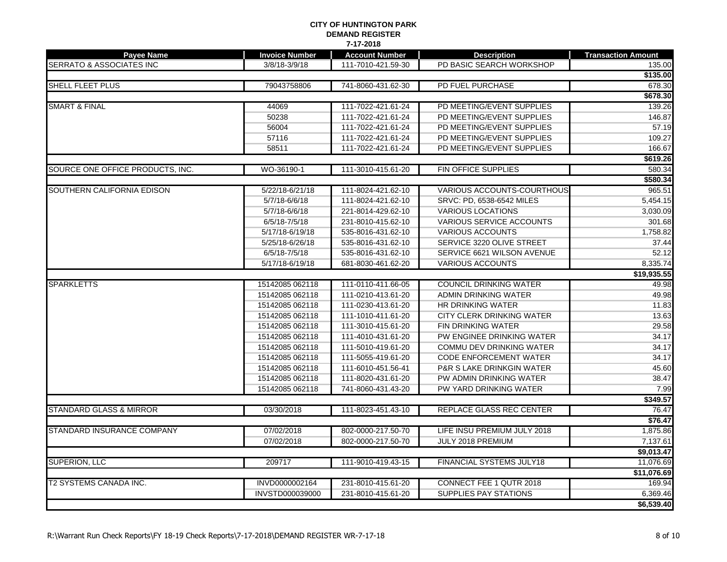**CITY OF HUNTINGTON PARK**
**DEMAND REGISTER**
**7-17-2018**

| Payee Name | Invoice Number | Account Number | Description | Transaction Amount |
|---|---|---|---|---|
| SERRATO & ASSOCIATES INC | 3/8/18-3/9/18 | 111-7010-421.59-30 | PD BASIC SEARCH WORKSHOP | 135.00 |
| | | | | **$135.00** |
| SHELL FLEET PLUS | 79043758806 | 741-8060-431.62-30 | PD FUEL PURCHASE | 678.30 |
| | | | | **$678.30** |
| SMART & FINAL | 44069 | 111-7022-421.61-24 | PD MEETING/EVENT SUPPLIES | 139.26 |
| | 50238 | 111-7022-421.61-24 | PD MEETING/EVENT SUPPLIES | 146.87 |
| | 56004 | 111-7022-421.61-24 | PD MEETING/EVENT SUPPLIES | 57.19 |
| | 57116 | 111-7022-421.61-24 | PD MEETING/EVENT SUPPLIES | 109.27 |
| | 58511 | 111-7022-421.61-24 | PD MEETING/EVENT SUPPLIES | 166.67 |
| | | | | **$619.26** |
| SOURCE ONE OFFICE PRODUCTS, INC. | WO-36190-1 | 111-3010-415.61-20 | FIN OFFICE SUPPLIES | 580.34 |
| | | | | **$580.34** |
| SOUTHERN CALIFORNIA EDISON | 5/22/18-6/21/18 | 111-8024-421.62-10 | VARIOUS ACCOUNTS-COURTHOUS | 965.51 |
| | 5/7/18-6/6/18 | 111-8024-421.62-10 | SRVC: PD, 6538-6542 MILES | 5,454.15 |
| | 5/7/18-6/6/18 | 221-8014-429.62-10 | VARIOUS LOCATIONS | 3,030.09 |
| | 6/5/18-7/5/18 | 231-8010-415.62-10 | VARIOUS SERVICE ACCOUNTS | 301.68 |
| | 5/17/18-6/19/18 | 535-8016-431.62-10 | VARIOUS ACCOUNTS | 1,758.82 |
| | 5/25/18-6/26/18 | 535-8016-431.62-10 | SERVICE 3220 OLIVE STREET | 37.44 |
| | 6/5/18-7/5/18 | 535-8016-431.62-10 | SERVICE 6621 WILSON AVENUE | 52.12 |
| | 5/17/18-6/19/18 | 681-8030-461.62-20 | VARIOUS ACCOUNTS | 8,335.74 |
| | | | | **$19,935.55** |
| SPARKLETTS | 15142085 062118 | 111-0110-411.66-05 | COUNCIL DRINKING WATER | 49.98 |
| | 15142085 062118 | 111-0210-413.61-20 | ADMIN DRINKING WATER | 49.98 |
| | 15142085 062118 | 111-0230-413.61-20 | HR DRINKING WATER | 11.83 |
| | 15142085 062118 | 111-1010-411.61-20 | CITY CLERK DRINKING WATER | 13.63 |
| | 15142085 062118 | 111-3010-415.61-20 | FIN DRINKING WATER | 29.58 |
| | 15142085 062118 | 111-4010-431.61-20 | PW ENGINEE DRINKING WATER | 34.17 |
| | 15142085 062118 | 111-5010-419.61-20 | COMMU DEV DRINKING WATER | 34.17 |
| | 15142085 062118 | 111-5055-419.61-20 | CODE ENFORCEMENT WATER | 34.17 |
| | 15142085 062118 | 111-6010-451.56-41 | P&R S LAKE DRINKGIN WATER | 45.60 |
| | 15142085 062118 | 111-8020-431.61-20 | PW ADMIN DRINKING WATER | 38.47 |
| | 15142085 062118 | 741-8060-431.43-20 | PW YARD DRINKING WATER | 7.99 |
| | | | | **$349.57** |
| STANDARD GLASS & MIRROR | 03/30/2018 | 111-8023-451.43-10 | REPLACE GLASS REC CENTER | 76.47 |
| | | | | **$76.47** |
| STANDARD INSURANCE COMPANY | 07/02/2018 | 802-0000-217.50-70 | LIFE INSU PREMIUM JULY 2018 | 1,875.86 |
| | 07/02/2018 | 802-0000-217.50-70 | JULY 2018 PREMIUM | 7,137.61 |
| | | | | **$9,013.47** |
| SUPERION, LLC | 209717 | 111-9010-419.43-15 | FINANCIAL SYSTEMS JULY18 | 11,076.69 |
| | | | | **$11,076.69** |
| T2 SYSTEMS CANADA INC. | INVD0000002164 | 231-8010-415.61-20 | CONNECT FEE 1 QUTR 2018 | 169.94 |
| | INVSTD000039000 | 231-8010-415.61-20 | SUPPLIES PAY STATIONS | 6,369.46 |
| | | | | **$6,539.40** |

R:\Warrant Run Check Reports\FY 18-19 Check Reports\7-17-2018\DEMAND REGISTER WR-7-17-18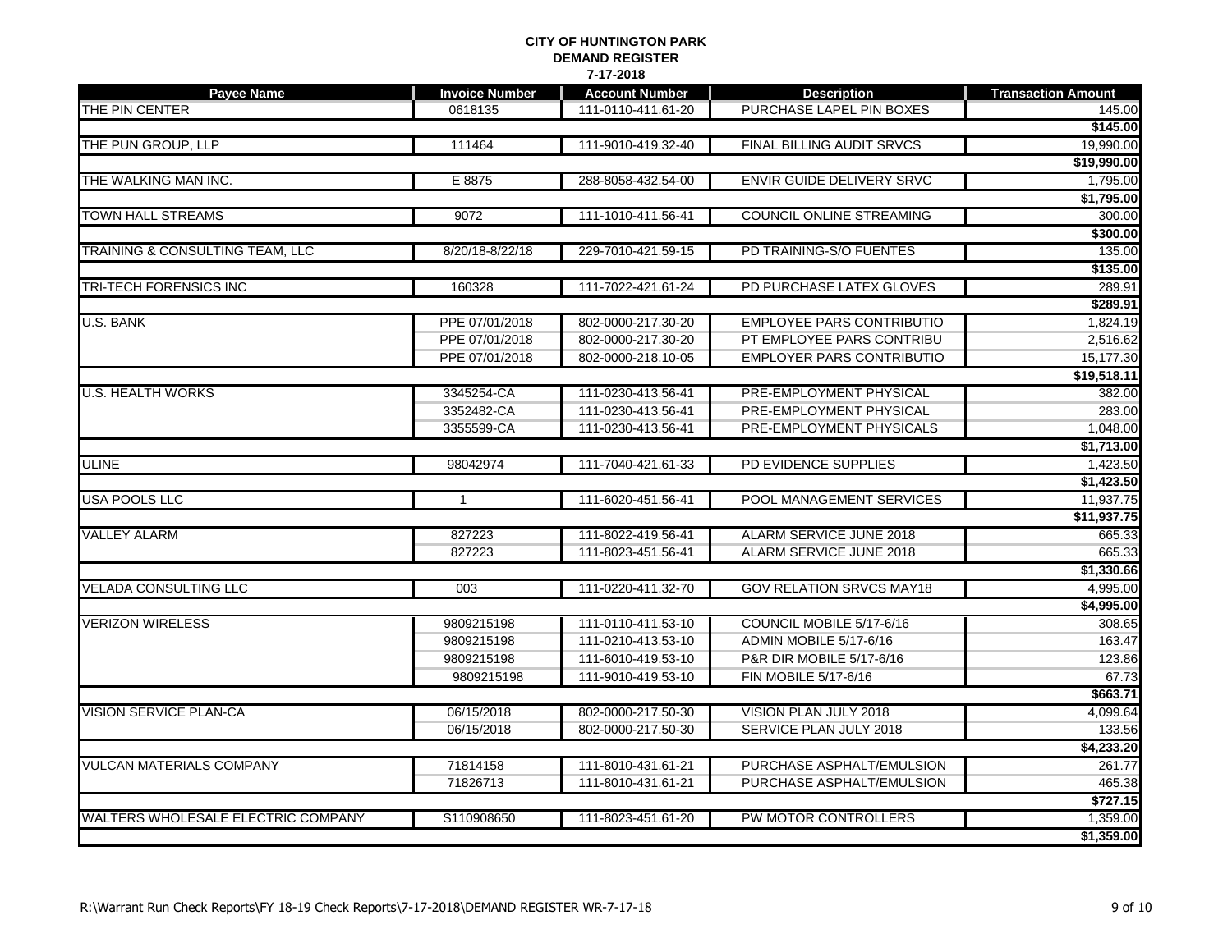**CITY OF HUNTINGTON PARK**
**DEMAND REGISTER**
**7-17-2018**

| Payee Name | Invoice Number | Account Number | Description | Transaction Amount |
|---|---|---|---|---|
| THE PIN CENTER | 0618135 | 111-0110-411.61-20 | PURCHASE LAPEL PIN BOXES | 145.00 |
| | | | | **$145.00** |
| THE PUN GROUP, LLP | 111464 | 111-9010-419.32-40 | FINAL BILLING AUDIT SRVCS | 19,990.00 |
| | | | | **$19,990.00** |
| THE WALKING MAN INC. | E 8875 | 288-8058-432.54-00 | ENVIR GUIDE DELIVERY SRVC | 1,795.00 |
| | | | | **$1,795.00** |
| TOWN HALL STREAMS | 9072 | 111-1010-411.56-41 | COUNCIL ONLINE STREAMING | 300.00 |
| | | | | **$300.00** |
| TRAINING & CONSULTING TEAM, LLC | 8/20/18-8/22/18 | 229-7010-421.59-15 | PD TRAINING-S/O FUENTES | 135.00 |
| | | | | **$135.00** |
| TRI-TECH FORENSICS INC | 160328 | 111-7022-421.61-24 | PD PURCHASE LATEX GLOVES | 289.91 |
| | | | | **$289.91** |
| U.S. BANK | PPE 07/01/2018 | 802-0000-217.30-20 | EMPLOYEE PARS CONTRIBUTIO | 1,824.19 |
| | PPE 07/01/2018 | 802-0000-217.30-20 | PT EMPLOYEE PARS CONTRIBU | 2,516.62 |
| | PPE 07/01/2018 | 802-0000-218.10-05 | EMPLOYER PARS CONTRIBUTIO | 15,177.30 |
| | | | | **$19,518.11** |
| U.S. HEALTH WORKS | 3345254-CA | 111-0230-413.56-41 | PRE-EMPLOYMENT PHYSICAL | 382.00 |
| | 3352482-CA | 111-0230-413.56-41 | PRE-EMPLOYMENT PHYSICAL | 283.00 |
| | 3355599-CA | 111-0230-413.56-41 | PRE-EMPLOYMENT PHYSICALS | 1,048.00 |
| | | | | **$1,713.00** |
| ULINE | 98042974 | 111-7040-421.61-33 | PD EVIDENCE SUPPLIES | 1,423.50 |
| | | | | **$1,423.50** |
| USA POOLS LLC | 1 | 111-6020-451.56-41 | POOL MANAGEMENT SERVICES | 11,937.75 |
| | | | | **$11,937.75** |
| VALLEY ALARM | 827223 | 111-8022-419.56-41 | ALARM SERVICE JUNE 2018 | 665.33 |
| | 827223 | 111-8023-451.56-41 | ALARM SERVICE JUNE 2018 | 665.33 |
| | | | | **$1,330.66** |
| VELADA CONSULTING LLC | 003 | 111-0220-411.32-70 | GOV RELATION SRVCS MAY18 | 4,995.00 |
| | | | | **$4,995.00** |
| VERIZON WIRELESS | 9809215198 | 111-0110-411.53-10 | COUNCIL MOBILE 5/17-6/16 | 308.65 |
| | 9809215198 | 111-0210-413.53-10 | ADMIN MOBILE 5/17-6/16 | 163.47 |
| | 9809215198 | 111-6010-419.53-10 | P&R DIR MOBILE 5/17-6/16 | 123.86 |
| | 9809215198 | 111-9010-419.53-10 | FIN MOBILE 5/17-6/16 | 67.73 |
| | | | | **$663.71** |
| VISION SERVICE PLAN-CA | 06/15/2018 | 802-0000-217.50-30 | VISION PLAN JULY 2018 | 4,099.64 |
| | 06/15/2018 | 802-0000-217.50-30 | SERVICE PLAN JULY 2018 | 133.56 |
| | | | | **$4,233.20** |
| VULCAN MATERIALS COMPANY | 71814158 | 111-8010-431.61-21 | PURCHASE ASPHALT/EMULSION | 261.77 |
| | 71826713 | 111-8010-431.61-21 | PURCHASE ASPHALT/EMULSION | 465.38 |
| | | | | **$727.15** |
| WALTERS WHOLESALE ELECTRIC COMPANY | S110908650 | 111-8023-451.61-20 | PW MOTOR CONTROLLERS | 1,359.00 |
| | | | | **$1,359.00** |

R:\Warrant Run Check Reports\FY 18-19 Check Reports\7-17-2018\DEMAND REGISTER WR-7-17-18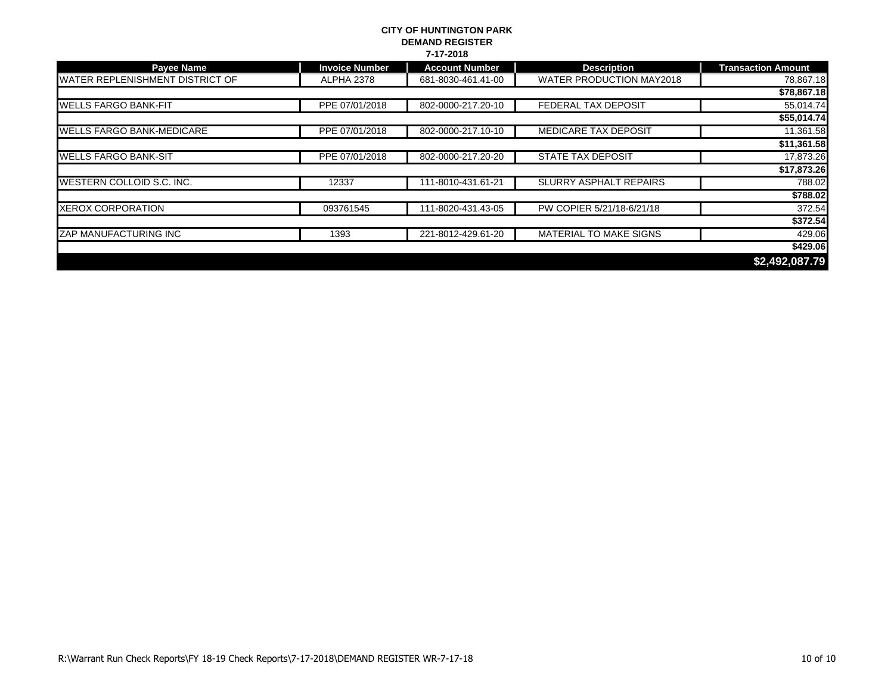**CITY OF HUNTINGTON PARK**
**DEMAND REGISTER**
**7-17-2018**

| Payee Name | Invoice Number | Account Number | Description | Transaction Amount |
|---|---|---|---|---|
| WATER REPLENISHMENT DISTRICT OF | ALPHA 2378 | 681-8030-461.41-00 | WATER PRODUCTION MAY2018 | 78,867.18 |
| | | | | **$78,867.18** |
| WELLS FARGO BANK-FIT | PPE 07/01/2018 | 802-0000-217.20-10 | FEDERAL TAX DEPOSIT | 55,014.74 |
| | | | | **$55,014.74** |
| WELLS FARGO BANK-MEDICARE | PPE 07/01/2018 | 802-0000-217.10-10 | MEDICARE TAX DEPOSIT | 11,361.58 |
| | | | | **$11,361.58** |
| WELLS FARGO BANK-SIT | PPE 07/01/2018 | 802-0000-217.20-20 | STATE TAX DEPOSIT | 17,873.26 |
| | | | | **$17,873.26** |
| WESTERN COLLOID S.C. INC. | 12337 | 111-8010-431.61-21 | SLURRY ASPHALT REPAIRS | 788.02 |
| | | | | **$788.02** |
| XEROX CORPORATION | 093761545 | 111-8020-431.43-05 | PW COPIER 5/21/18-6/21/18 | 372.54 |
| | | | | **$372.54** |
| ZAP MANUFACTURING INC | 1393 | 221-8012-429.61-20 | MATERIAL TO MAKE SIGNS | 429.06 |
| | | | | **$429.06** |
| | | | | **$2,492,087.79** |

R:\Warrant Run Check Reports\FY 18-19 Check Reports\7-17-2018\DEMAND REGISTER WR-7-17-18